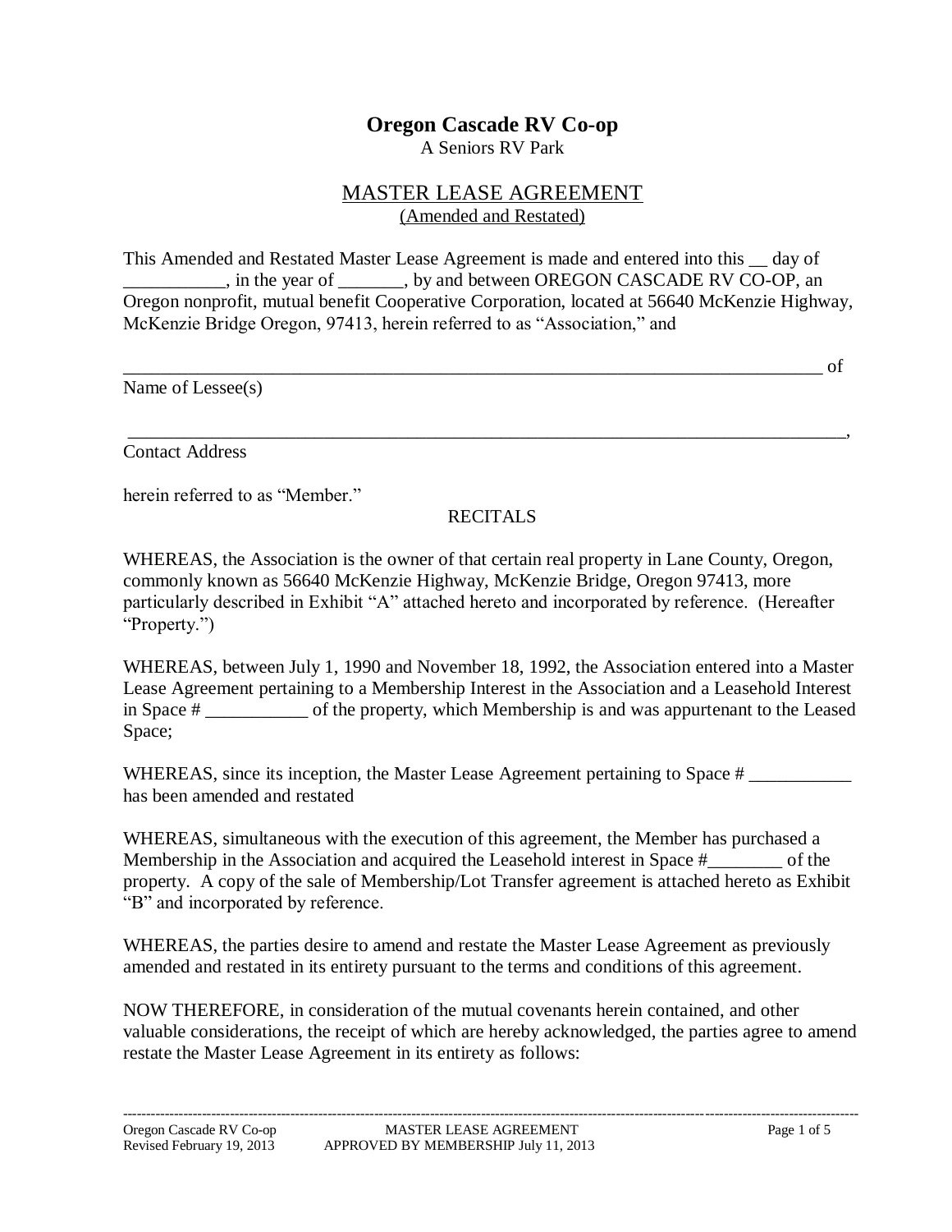# Oregon Cascade RV Co-op

A Seniors RV Park

## MASTER LEASE AGREEMENT

(Amended and Restated)

This Amended and Restated Master Lease Agreement is made and entered into this __ day of ___________, in the year of _______, by and between OREGON CASCADE RV CO-OP, an Oregon nonprofit, mutual benefit Cooperative Corporation, located at 56640 McKenzie Highway, McKenzie Bridge Oregon, 97413, herein referred to as "Association," and

___________________________________________________________________________ of
Name of Lessee(s)

___________________________________________________________________________,
Contact Address

herein referred to as "Member."

RECITALS

WHEREAS, the Association is the owner of that certain real property in Lane County, Oregon, commonly known as 56640 McKenzie Highway, McKenzie Bridge, Oregon 97413, more particularly described in Exhibit "A" attached hereto and incorporated by reference. (Hereafter "Property.")

WHEREAS, between July 1, 1990 and November 18, 1992, the Association entered into a Master Lease Agreement pertaining to a Membership Interest in the Association and a Leasehold Interest in Space # ___________ of the property, which Membership is and was appurtenant to the Leased Space;

WHEREAS, since its inception, the Master Lease Agreement pertaining to Space # ___________ has been amended and restated

WHEREAS, simultaneous with the execution of this agreement, the Member has purchased a Membership in the Association and acquired the Leasehold interest in Space #________ of the property. A copy of the sale of Membership/Lot Transfer agreement is attached hereto as Exhibit "B" and incorporated by reference.

WHEREAS, the parties desire to amend and restate the Master Lease Agreement as previously amended and restated in its entirety pursuant to the terms and conditions of this agreement.

NOW THEREFORE, in consideration of the mutual covenants herein contained, and other valuable considerations, the receipt of which are hereby acknowledged, the parties agree to amend restate the Master Lease Agreement in its entirety as follows: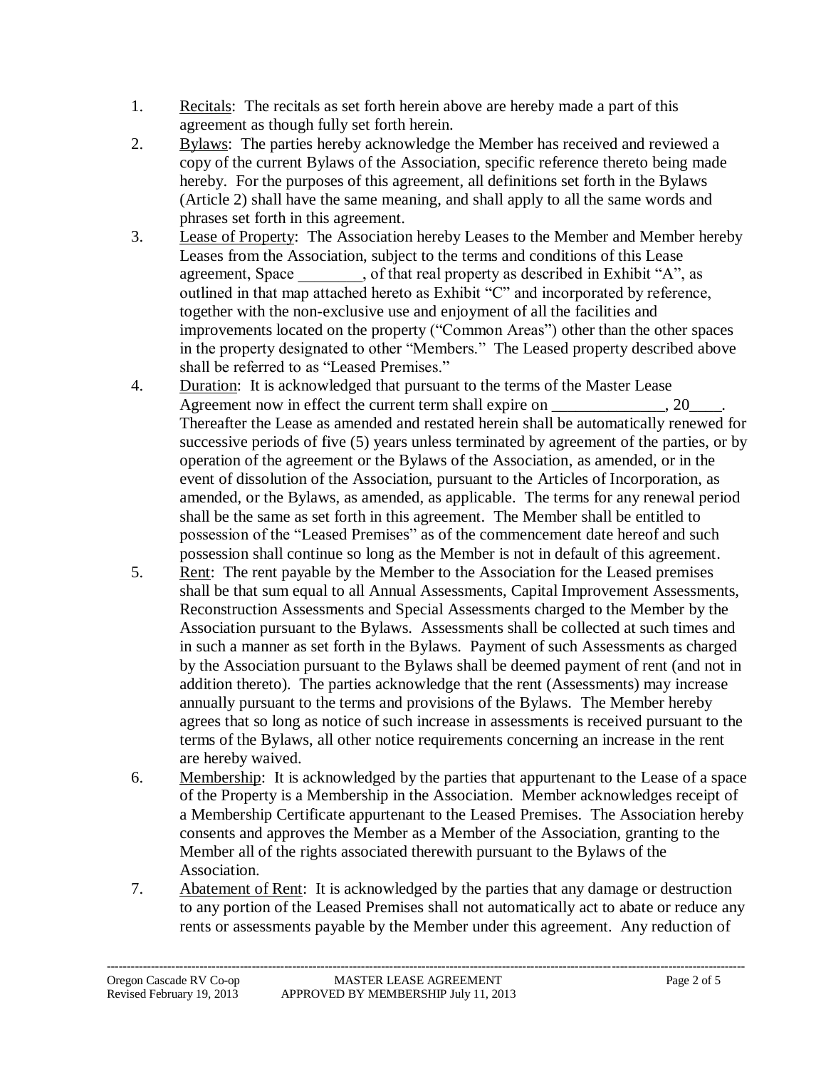1. Recitals: The recitals as set forth herein above are hereby made a part of this agreement as though fully set forth herein.
2. Bylaws: The parties hereby acknowledge the Member has received and reviewed a copy of the current Bylaws of the Association, specific reference thereto being made hereby. For the purposes of this agreement, all definitions set forth in the Bylaws (Article 2) shall have the same meaning, and shall apply to all the same words and phrases set forth in this agreement.
3. Lease of Property: The Association hereby Leases to the Member and Member hereby Leases from the Association, subject to the terms and conditions of this Lease agreement, Space ________, of that real property as described in Exhibit "A", as outlined in that map attached hereto as Exhibit "C" and incorporated by reference, together with the non-exclusive use and enjoyment of all the facilities and improvements located on the property ("Common Areas") other than the other spaces in the property designated to other "Members." The Leased property described above shall be referred to as "Leased Premises."
4. Duration: It is acknowledged that pursuant to the terms of the Master Lease Agreement now in effect the current term shall expire on ______________, 20____. Thereafter the Lease as amended and restated herein shall be automatically renewed for successive periods of five (5) years unless terminated by agreement of the parties, or by operation of the agreement or the Bylaws of the Association, as amended, or in the event of dissolution of the Association, pursuant to the Articles of Incorporation, as amended, or the Bylaws, as amended, as applicable. The terms for any renewal period shall be the same as set forth in this agreement. The Member shall be entitled to possession of the "Leased Premises" as of the commencement date hereof and such possession shall continue so long as the Member is not in default of this agreement.
5. Rent: The rent payable by the Member to the Association for the Leased premises shall be that sum equal to all Annual Assessments, Capital Improvement Assessments, Reconstruction Assessments and Special Assessments charged to the Member by the Association pursuant to the Bylaws. Assessments shall be collected at such times and in such a manner as set forth in the Bylaws. Payment of such Assessments as charged by the Association pursuant to the Bylaws shall be deemed payment of rent (and not in addition thereto). The parties acknowledge that the rent (Assessments) may increase annually pursuant to the terms and provisions of the Bylaws. The Member hereby agrees that so long as notice of such increase in assessments is received pursuant to the terms of the Bylaws, all other notice requirements concerning an increase in the rent are hereby waived.
6. Membership: It is acknowledged by the parties that appurtenant to the Lease of a space of the Property is a Membership in the Association. Member acknowledges receipt of a Membership Certificate appurtenant to the Leased Premises. The Association hereby consents and approves the Member as a Member of the Association, granting to the Member all of the rights associated therewith pursuant to the Bylaws of the Association.
7. Abatement of Rent: It is acknowledged by the parties that any damage or destruction to any portion of the Leased Premises shall not automatically act to abate or reduce any rents or assessments payable by the Member under this agreement. Any reduction of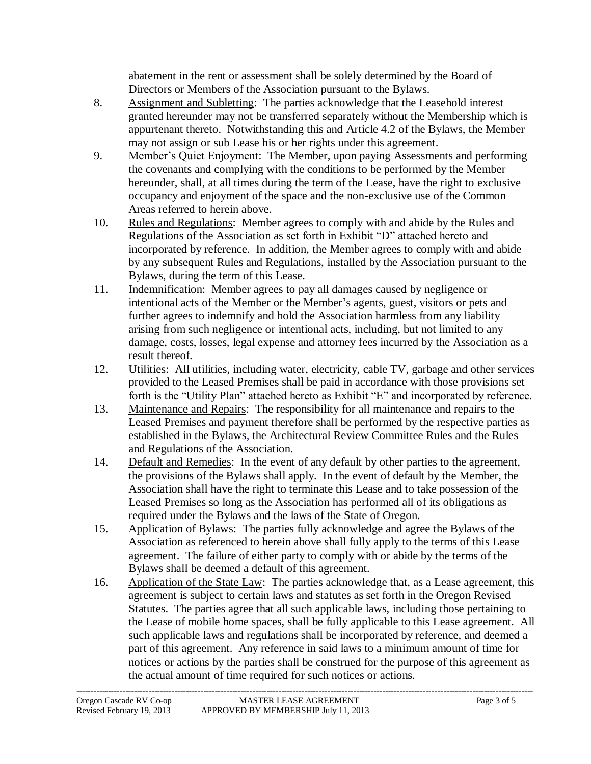abatement in the rent or assessment shall be solely determined by the Board of Directors or Members of the Association pursuant to the Bylaws.

8. <u>Assignment and Subletting</u>: The parties acknowledge that the Leasehold interest granted hereunder may not be transferred separately without the Membership which is appurtenant thereto. Notwithstanding this and Article 4.2 of the Bylaws, the Member may not assign or sub Lease his or her rights under this agreement.

9. <u>Member's Quiet Enjoyment</u>: The Member, upon paying Assessments and performing the covenants and complying with the conditions to be performed by the Member hereunder, shall, at all times during the term of the Lease, have the right to exclusive occupancy and enjoyment of the space and the non-exclusive use of the Common Areas referred to herein above.

10. <u>Rules and Regulations</u>: Member agrees to comply with and abide by the Rules and Regulations of the Association as set forth in Exhibit "D" attached hereto and incorporated by reference. In addition, the Member agrees to comply with and abide by any subsequent Rules and Regulations, installed by the Association pursuant to the Bylaws, during the term of this Lease.

11. <u>Indemnification</u>: Member agrees to pay all damages caused by negligence or intentional acts of the Member or the Member's agents, guest, visitors or pets and further agrees to indemnify and hold the Association harmless from any liability arising from such negligence or intentional acts, including, but not limited to any damage, costs, losses, legal expense and attorney fees incurred by the Association as a result thereof.

12. <u>Utilities</u>: All utilities, including water, electricity, cable TV, garbage and other services provided to the Leased Premises shall be paid in accordance with those provisions set forth is the "Utility Plan" attached hereto as Exhibit "E" and incorporated by reference.

13. <u>Maintenance and Repairs</u>: The responsibility for all maintenance and repairs to the Leased Premises and payment therefore shall be performed by the respective parties as established in the Bylaws, the Architectural Review Committee Rules and the Rules and Regulations of the Association.

14. <u>Default and Remedies</u>: In the event of any default by other parties to the agreement, the provisions of the Bylaws shall apply. In the event of default by the Member, the Association shall have the right to terminate this Lease and to take possession of the Leased Premises so long as the Association has performed all of its obligations as required under the Bylaws and the laws of the State of Oregon.

15. <u>Application of Bylaws</u>: The parties fully acknowledge and agree the Bylaws of the Association as referenced to herein above shall fully apply to the terms of this Lease agreement. The failure of either party to comply with or abide by the terms of the Bylaws shall be deemed a default of this agreement.

16. <u>Application of the State Law</u>: The parties acknowledge that, as a Lease agreement, this agreement is subject to certain laws and statutes as set forth in the Oregon Revised Statutes. The parties agree that all such applicable laws, including those pertaining to the Lease of mobile home spaces, shall be fully applicable to this Lease agreement. All such applicable laws and regulations shall be incorporated by reference, and deemed a part of this agreement. Any reference in said laws to a minimum amount of time for notices or actions by the parties shall be construed for the purpose of this agreement as the actual amount of time required for such notices or actions.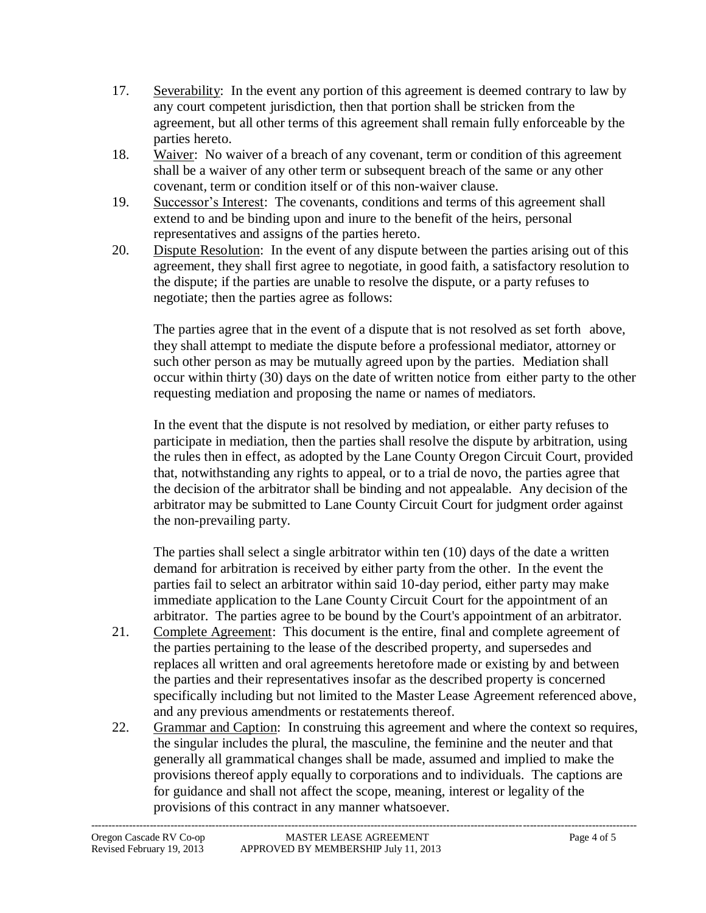17. Severability: In the event any portion of this agreement is deemed contrary to law by any court competent jurisdiction, then that portion shall be stricken from the agreement, but all other terms of this agreement shall remain fully enforceable by the parties hereto.
18. Waiver: No waiver of a breach of any covenant, term or condition of this agreement shall be a waiver of any other term or subsequent breach of the same or any other covenant, term or condition itself or of this non-waiver clause.
19. Successor's Interest: The covenants, conditions and terms of this agreement shall extend to and be binding upon and inure to the benefit of the heirs, personal representatives and assigns of the parties hereto.
20. Dispute Resolution: In the event of any dispute between the parties arising out of this agreement, they shall first agree to negotiate, in good faith, a satisfactory resolution to the dispute; if the parties are unable to resolve the dispute, or a party refuses to negotiate; then the parties agree as follows:

    The parties agree that in the event of a dispute that is not resolved as set forth above, they shall attempt to mediate the dispute before a professional mediator, attorney or such other person as may be mutually agreed upon by the parties. Mediation shall occur within thirty (30) days on the date of written notice from either party to the other requesting mediation and proposing the name or names of mediators.

    In the event that the dispute is not resolved by mediation, or either party refuses to participate in mediation, then the parties shall resolve the dispute by arbitration, using the rules then in effect, as adopted by the Lane County Oregon Circuit Court, provided that, notwithstanding any rights to appeal, or to a trial de novo, the parties agree that the decision of the arbitrator shall be binding and not appealable. Any decision of the arbitrator may be submitted to Lane County Circuit Court for judgment order against the non-prevailing party.

    The parties shall select a single arbitrator within ten (10) days of the date a written demand for arbitration is received by either party from the other. In the event the parties fail to select an arbitrator within said 10-day period, either party may make immediate application to the Lane County Circuit Court for the appointment of an arbitrator. The parties agree to be bound by the Court's appointment of an arbitrator.
21. Complete Agreement: This document is the entire, final and complete agreement of the parties pertaining to the lease of the described property, and supersedes and replaces all written and oral agreements heretofore made or existing by and between the parties and their representatives insofar as the described property is concerned specifically including but not limited to the Master Lease Agreement referenced above, and any previous amendments or restatements thereof.
22. Grammar and Caption: In construing this agreement and where the context so requires, the singular includes the plural, the masculine, the feminine and the neuter and that generally all grammatical changes shall be made, assumed and implied to make the provisions thereof apply equally to corporations and to individuals. The captions are for guidance and shall not affect the scope, meaning, interest or legality of the provisions of this contract in any manner whatsoever.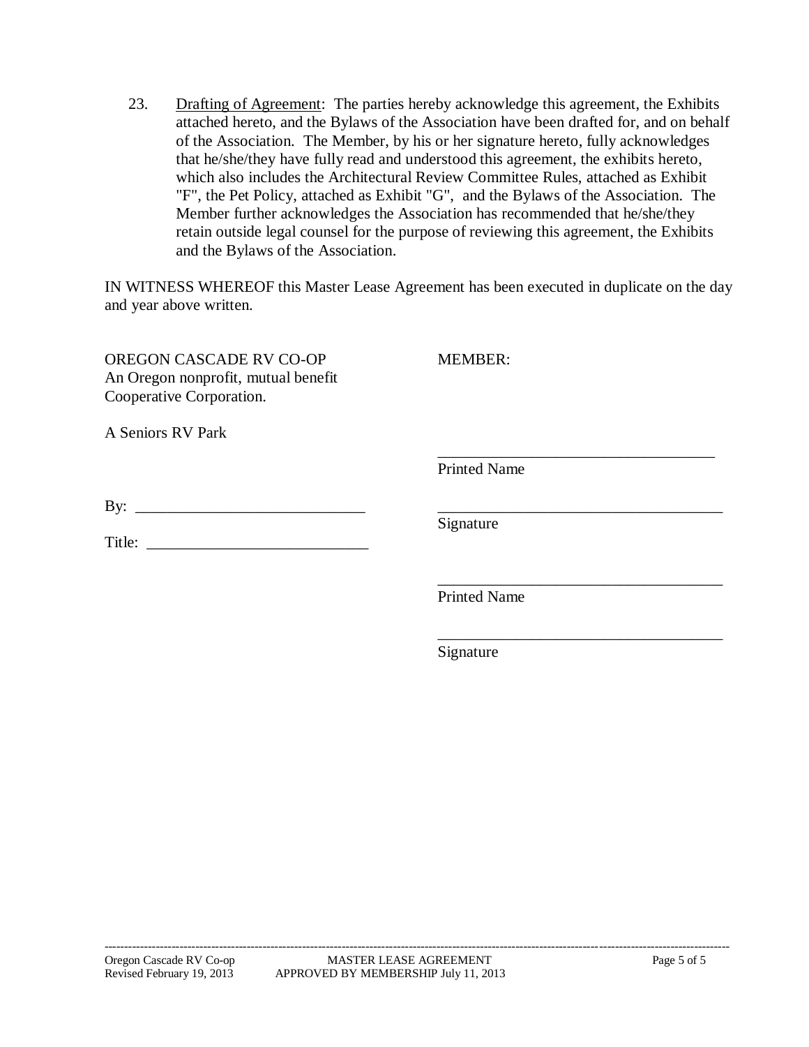23. <u>Drafting of Agreement</u>: The parties hereby acknowledge this agreement, the Exhibits attached hereto, and the Bylaws of the Association have been drafted for, and on behalf of the Association. The Member, by his or her signature hereto, fully acknowledges that he/she/they have fully read and understood this agreement, the exhibits hereto, which also includes the Architectural Review Committee Rules, attached as Exhibit "F", the Pet Policy, attached as Exhibit "G", and the Bylaws of the Association. The Member further acknowledges the Association has recommended that he/she/they retain outside legal counsel for the purpose of reviewing this agreement, the Exhibits and the Bylaws of the Association.

IN WITNESS WHEREOF this Master Lease Agreement has been executed in duplicate on the day and year above written.

OREGON CASCADE RV CO-OP
An Oregon nonprofit, mutual benefit
Cooperative Corporation.

A Seniors RV Park

By: ____________________________

Title: ____________________________

MEMBER:

____________________________________
Printed Name

____________________________________
Signature

____________________________________
Printed Name

____________________________________
Signature